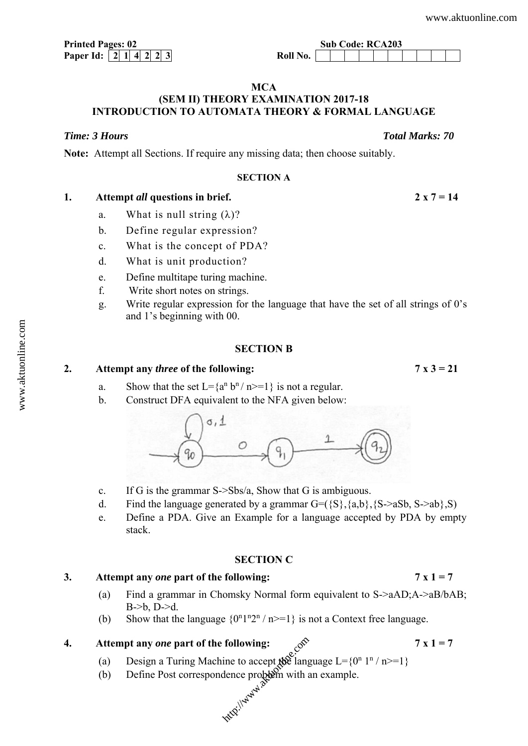**Printed Pages: 02** **Sub Code: RCA203**

**Paper Id: 2 1 4 2 2 3** **Roll No.**

# MCA
## (SEM II) THEORY EXAMINATION 2017-18
## INTRODUCTION TO AUTOMATA THEORY & FORMAL LANGUAGE

***Time: 3 Hours*** ***Total Marks: 70***

**Note:** Attempt all Sections. If require any missing data; then choose suitably.

### SECTION A

**1. Attempt *all* questions in brief.** **2 x 7 = 14**

a. What is null string ($\lambda$)?

b. Define regular expression?

c. What is the concept of PDA?

d. What is unit production?

e. Define multitape turing machine.

f. Write short notes on strings.

g. Write regular expression for the language that have the set of all strings of 0's and 1's beginning with 00.

### SECTION B

**2. Attempt any *three* of the following:** **7 x 3 = 21**

a. Show that the set $L=\{a^n b^n / n>=1\}$ is not a regular.

b. Construct DFA equivalent to the NFA given below:

NFA: start state $q_0$ with self-loop on 0,1; $q_0 \xrightarrow{0} q_1$; $q_1 \xrightarrow{1} q_2$; $q_2$ is the final state.

c. If G is the grammar S->Sbs/a, Show that G is ambiguous.

d. Find the language generated by a grammar G=({S},{a,b},{S->aSb, S->ab},S)

e. Define a PDA. Give an Example for a language accepted by PDA by empty stack.

### SECTION C

**3. Attempt any *one* part of the following:** **7 x 1 = 7**

(a) Find a grammar in Chomsky Normal form equivalent to S->aAD;A->aB/bAB; B->b, D->d.

(b) Show that the language $\{0^n1^n2^n / n>=1\}$ is not a Context free language.

**4. Attempt any *one* part of the following:** **7 x 1 = 7**

(a) Design a Turing Machine to accept the language $L=\{0^n 1^n / n>=1\}$

(b) Define Post correspondence problem with an example.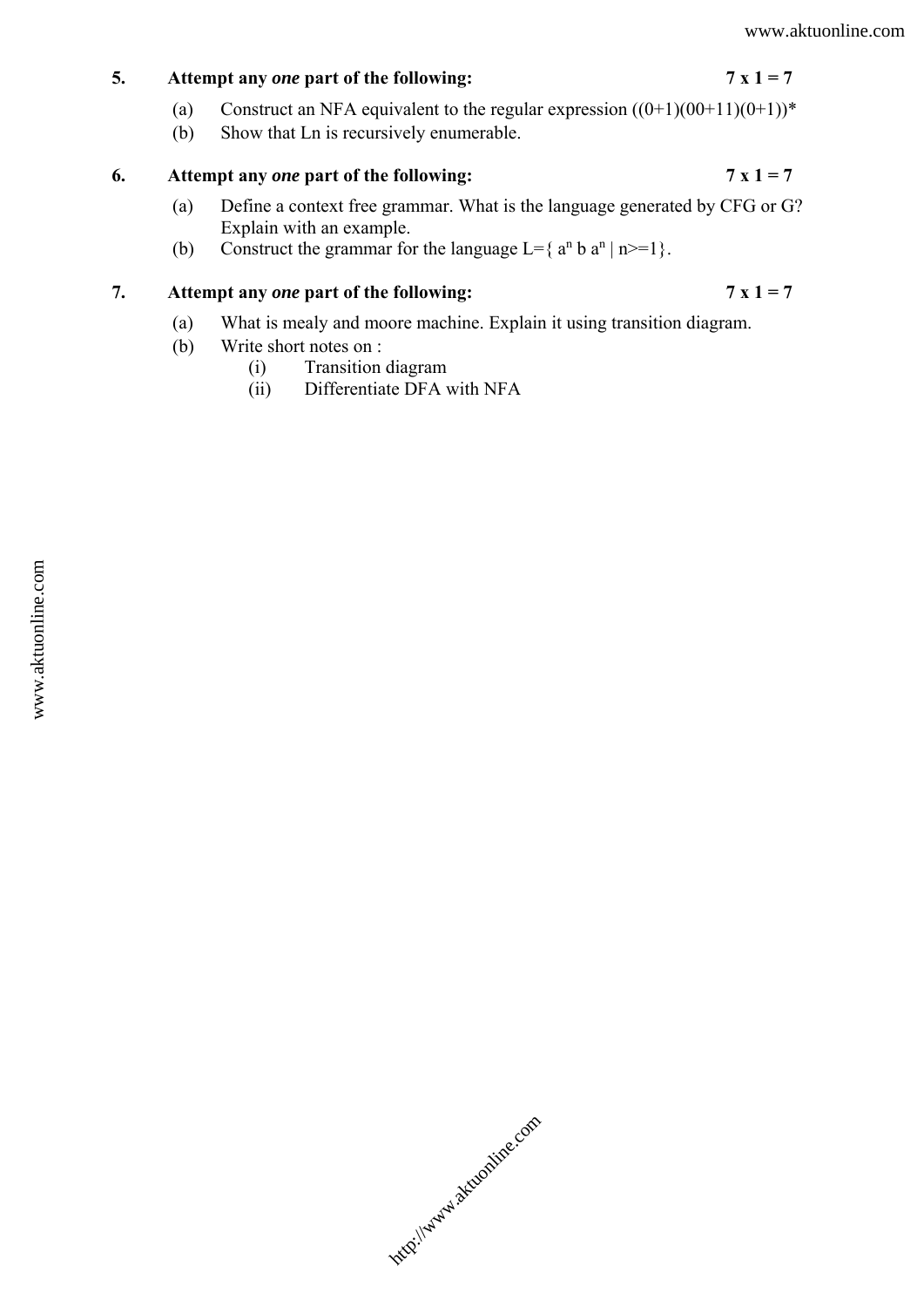**5. Attempt any *one* part of the following: 7 x 1 = 7**

(a) Construct an NFA equivalent to the regular expression ((0+1)(00+11)(0+1))*

(b) Show that Ln is recursively enumerable.

**6. Attempt any *one* part of the following: 7 x 1 = 7**

(a) Define a context free grammar. What is the language generated by CFG or G? Explain with an example.

(b) Construct the grammar for the language L={ $a^n$ b $a^n$ | n>=1}.

**7. Attempt any *one* part of the following: 7 x 1 = 7**

(a) What is mealy and moore machine. Explain it using transition diagram.

(b) Write short notes on :

   (i) Transition diagram

   (ii) Differentiate DFA with NFA